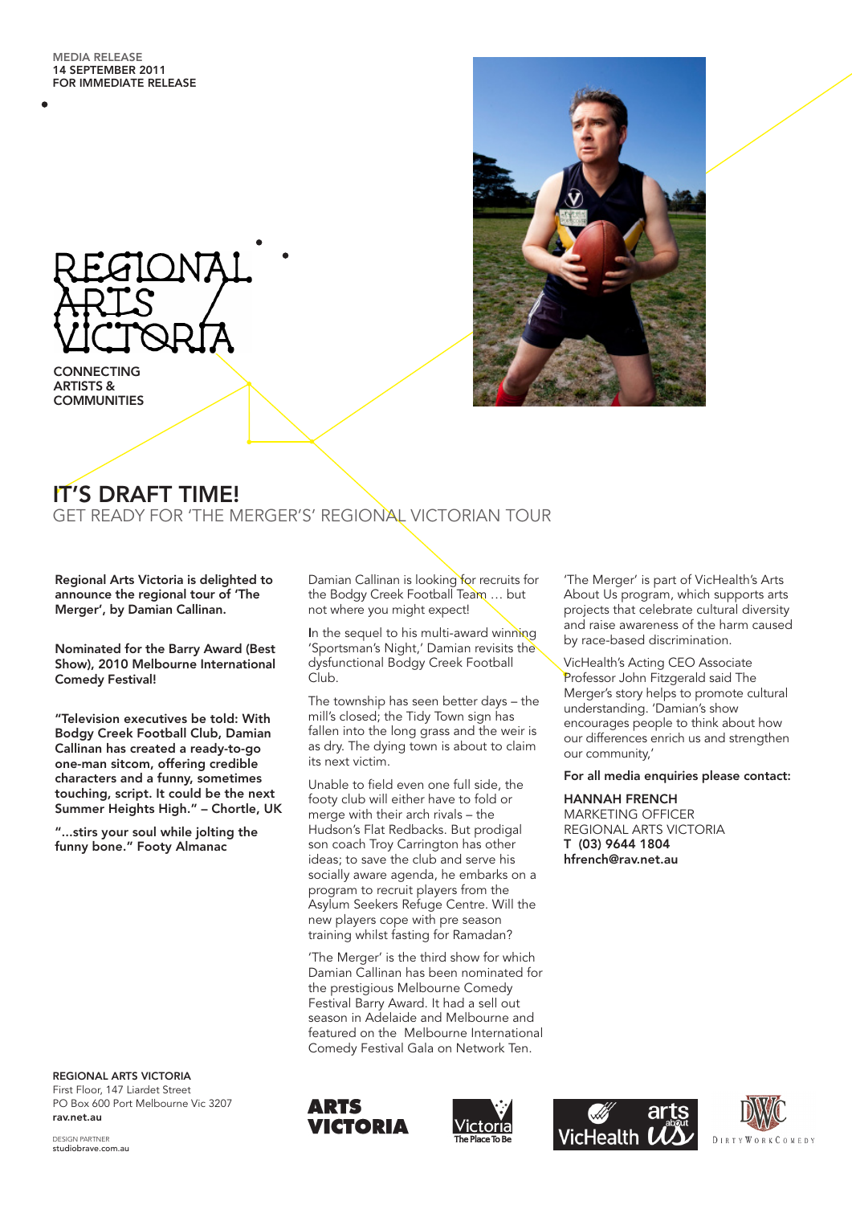MEDIA RELEASE
14 SEPTEMBER 2011
FOR IMMEDIATE RELEASE

REGIONAL ARTS VICTORIA

CONNECTING ARTISTS & COMMUNITIES

# IT'S DRAFT TIME!

## GET READY FOR 'THE MERGER'S' REGIONAL VICTORIAN TOUR

**Regional Arts Victoria is delighted to announce the regional tour of 'The Merger', by Damian Callinan.**

**Nominated for the Barry Award (Best Show), 2010 Melbourne International Comedy Festival!**

**"Television executives be told: With Bodgy Creek Football Club, Damian Callinan has created a ready-to-go one-man sitcom, offering credible characters and a funny, sometimes touching, script. It could be the next Summer Heights High." – Chortle, UK**

**"...stirs your soul while jolting the funny bone." Footy Almanac**

Damian Callinan is looking for recruits for the Bodgy Creek Football Team … but not where you might expect!

In the sequel to his multi-award winning 'Sportsman's Night,' Damian revisits the dysfunctional Bodgy Creek Football Club.

The township has seen better days – the mill's closed; the Tidy Town sign has fallen into the long grass and the weir is as dry. The dying town is about to claim its next victim.

Unable to field even one full side, the footy club will either have to fold or merge with their arch rivals – the Hudson's Flat Redbacks. But prodigal son coach Troy Carrington has other ideas; to save the club and serve his socially aware agenda, he embarks on a program to recruit players from the Asylum Seekers Refuge Centre. Will the new players cope with pre season training whilst fasting for Ramadan?

'The Merger' is the third show for which Damian Callinan has been nominated for the prestigious Melbourne Comedy Festival Barry Award. It had a sell out season in Adelaide and Melbourne and featured on the Melbourne International Comedy Festival Gala on Network Ten.

'The Merger' is part of VicHealth's Arts About Us program, which supports arts projects that celebrate cultural diversity and raise awareness of the harm caused by race-based discrimination.

VicHealth's Acting CEO Associate Professor John Fitzgerald said The Merger's story helps to promote cultural understanding. 'Damian's show encourages people to think about how our differences enrich us and strengthen our community,'

**For all media enquiries please contact:**

**HANNAH FRENCH**
MARKETING OFFICER
REGIONAL ARTS VICTORIA
**T (03) 9644 1804**
**hfrench@rav.net.au**

**REGIONAL ARTS VICTORIA**
First Floor, 147 Liardet Street
PO Box 600 Port Melbourne Vic 3207
**rav.net.au**

DESIGN PARTNER
studiobrave.com.au

ARTS VICTORIA | Victoria The Place To Be | VicHealth | arts about us | DIRTY WORK COMEDY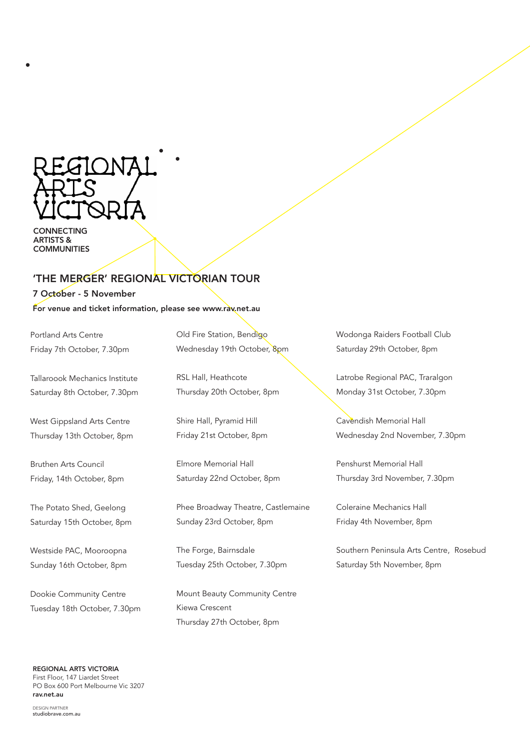REGIONAL ARTS VICTORIA

**CONNECTING ARTISTS & COMMUNITIES**

## 'THE MERGER' REGIONAL VICTORIAN TOUR

**7 October - 5 November**

**For venue and ticket information, please see www.rav.net.au**

Portland Arts Centre
Friday 7th October, 7.30pm

Tallaroook Mechanics Institute
Saturday 8th October, 7.30pm

West Gippsland Arts Centre
Thursday 13th October, 8pm

Bruthen Arts Council
Friday, 14th October, 8pm

The Potato Shed, Geelong
Saturday 15th October, 8pm

Westside PAC, Mooroopna
Sunday 16th October, 8pm

Dookie Community Centre
Tuesday 18th October, 7.30pm

Old Fire Station, Bendigo
Wednesday 19th October, 8pm

RSL Hall, Heathcote
Thursday 20th October, 8pm

Shire Hall, Pyramid Hill
Friday 21st October, 8pm

Elmore Memorial Hall
Saturday 22nd October, 8pm

Phee Broadway Theatre, Castlemaine
Sunday 23rd October, 8pm

The Forge, Bairnsdale
Tuesday 25th October, 7.30pm

Mount Beauty Community Centre
Kiewa Crescent
Thursday 27th October, 8pm

Wodonga Raiders Football Club
Saturday 29th October, 8pm

Latrobe Regional PAC, Traralgon
Monday 31st October, 7.30pm

Cavendish Memorial Hall
Wednesday 2nd November, 7.30pm

Penshurst Memorial Hall
Thursday 3rd November, 7.30pm

Coleraine Mechanics Hall
Friday 4th November, 8pm

Southern Peninsula Arts Centre, Rosebud
Saturday 5th November, 8pm

**REGIONAL ARTS VICTORIA**
First Floor, 147 Liardet Street
PO Box 600 Port Melbourne Vic 3207
**rav.net.au**

DESIGN PARTNER
**studiobrave.com.au**